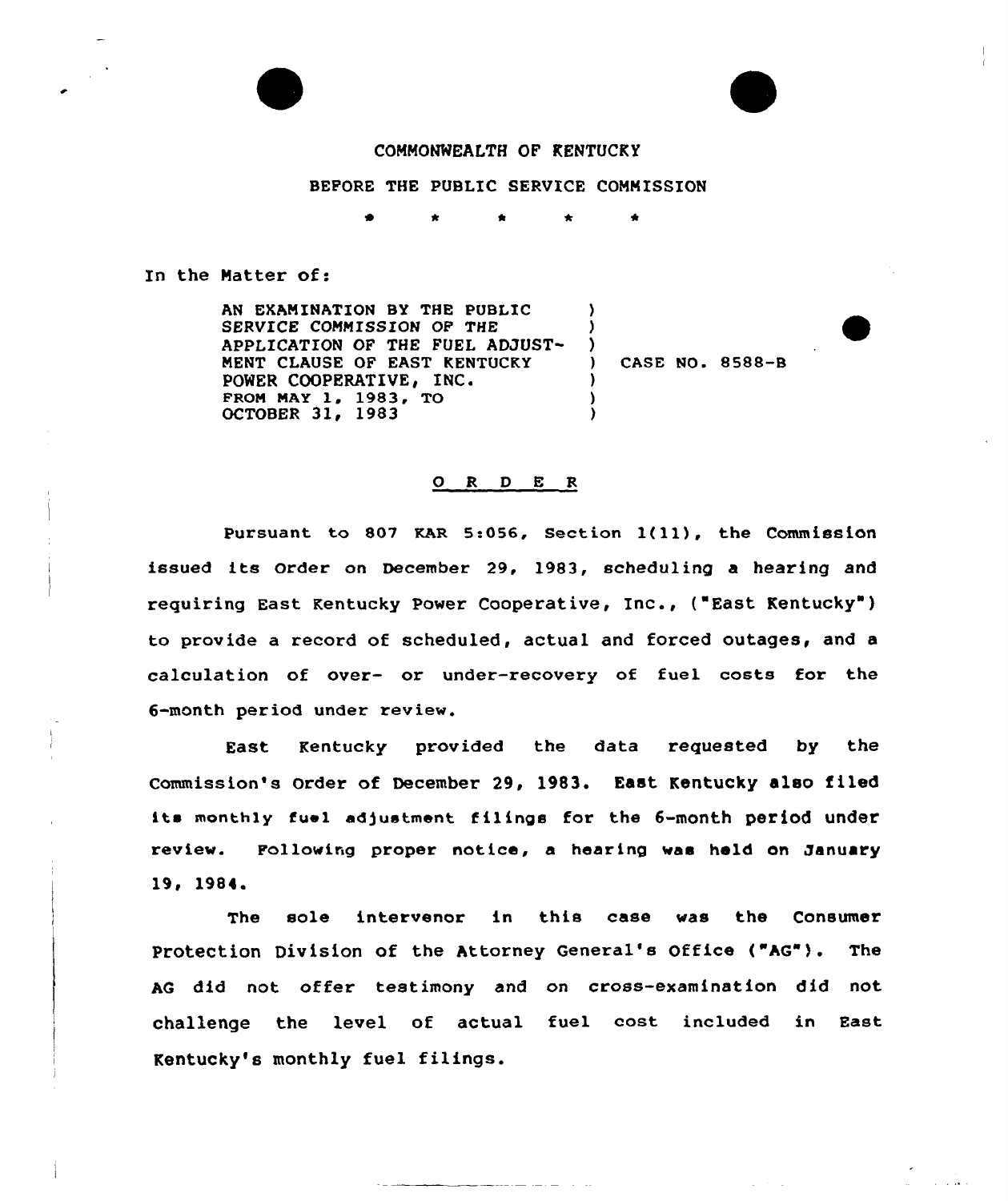COMMONWEALTH OF KENTUCKY

BEFORE THE PUBLIC SERVICE COMMISSION

\* \* \* \* \*

In the Matter of:

AN EXAMINATION BY THE PUBLIC SERVICE COMMISSION OF THE APPLICATION OF THE FUEL ADJUSTMENT CLAUSE OF EAST KENTUCKY POWER COOPERATIVE, INC. FROM MAY 1, 1983, TO OCTOBER 31, 1983 ) CASE NO. 8588-B

## O R D E R

Pursuant to 807 KAR 5:056, Section 1(11), the Commission issued its Order on December 29, 1983, scheduling a hearing and requiring East Kentucky Power Cooperative, Inc., ("East Kentucky") to provide a record of scheduled, actual and forced outages, and a calculation of over- or under-recovery of fuel costs for the 6-month period under review.

East Kentucky provided the data requested by the Commission's Order of December 29, 1983. East Kentucky also filed its monthly fuel adjustment filings for the 6-month period under review. Following proper notice, a hearing was held on January 19, 1984.

The sole intervenor in this case was the Consumer Protection Division of the Attorney General's Office ("AG"). The AG did not offer testimony and on cross-examination did not challenge the level of actual fuel cost included in East Kentucky's monthly fuel filings.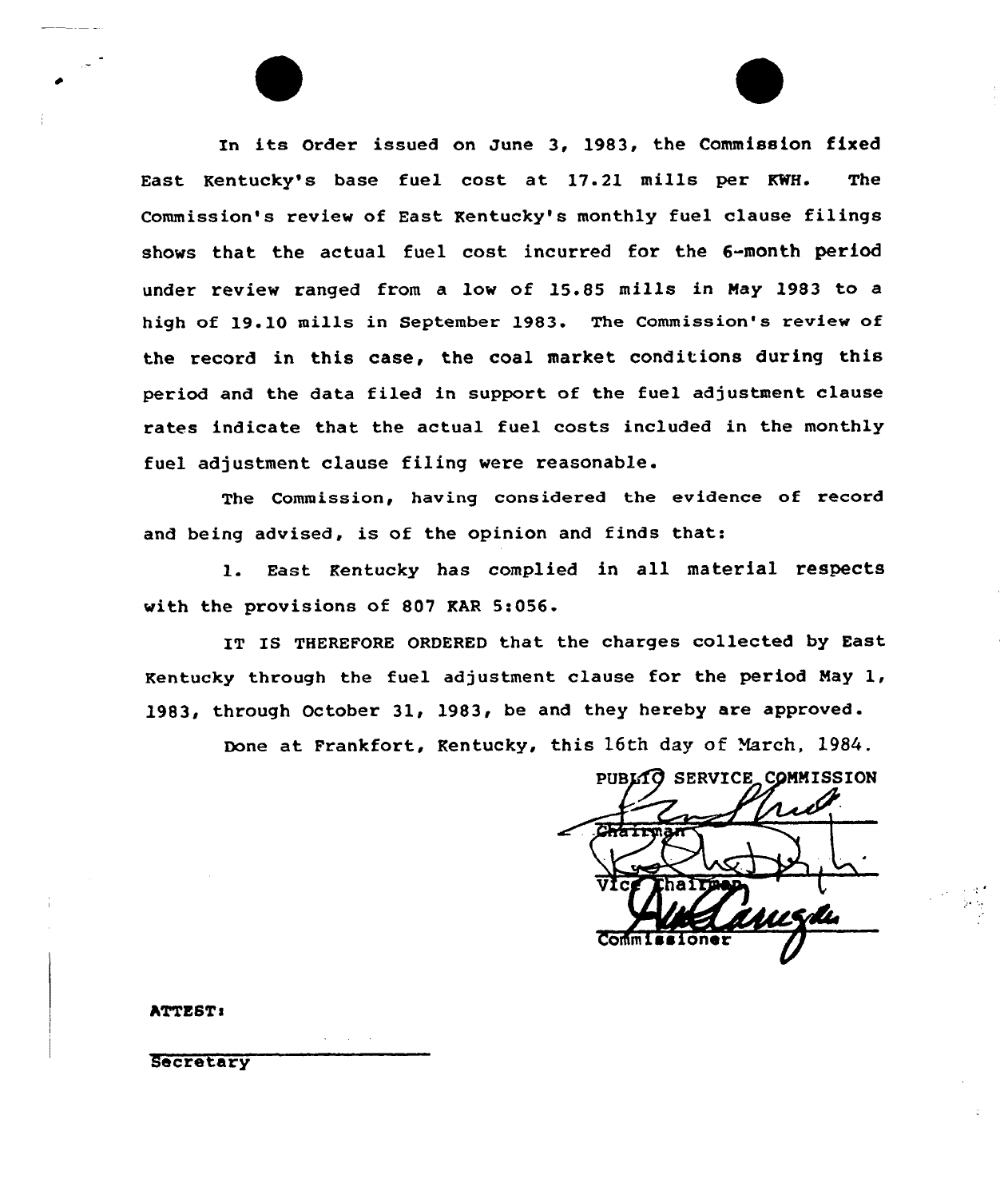In its Order issued on June 3, 1983, the Commission fixed East Kentucky's base fuel cost at 17.21 mills per KWH. The Commission's review of East Kentucky's monthly fuel clause filings shows that the actual fuel cost incurred for the 6-month period under review ranged from a low of 15.85 mills in May 1983 to a high of 19.10 mills in September 1983. The Commission's review of the record in this case, the coal market conditions during this period and the data filed in support of the fuel adjustment clause rates indicate that the actual fuel costs included in the monthly fuel adjustment clause filing were reasonable.

The Commission, having considered the evidence of record and being advised, is of the opinion and finds that:

1. East Kentucky has complied in all material respects with the provisions of 807 KAR 5:056.

IT IS THEREFORE ORDERED that the charges collected by East Kentucky through the fuel adjustment clause for the period May 1, 1983, through October 31, 1983, be and they hereby are approved.

Done at Frankfort, Kentucky, this 16th day of March, 1984.

PUBLIC SERVICE COMMISSION

Chairman

Vice Chairman

Commissioner

ATTEST:

Secretary